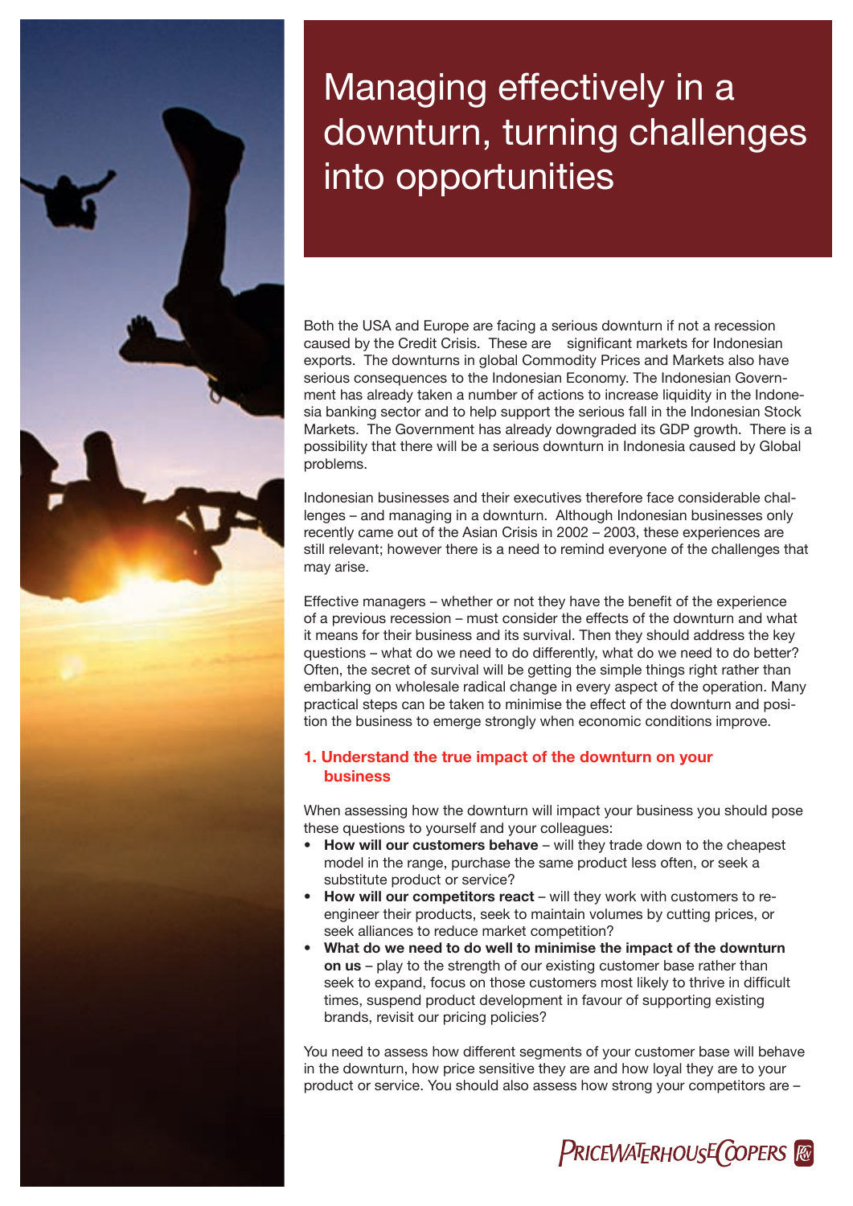# Managing effectively in a downturn, turning challenges into opportunities

Both the USA and Europe are facing a serious downturn if not a recession caused by the Credit Crisis. These are significant markets for Indonesian exports. The downturns in global Commodity Prices and Markets also have serious consequences to the Indonesian Economy. The Indonesian Government has already taken a number of actions to increase liquidity in the Indonesia banking sector and to help support the serious fall in the Indonesian Stock Markets. The Government has already downgraded its GDP growth. There is a possibility that there will be a serious downturn in Indonesia caused by Global problems.

Indonesian businesses and their executives therefore face considerable challenges – and managing in a downturn. Although Indonesian businesses only recently came out of the Asian Crisis in 2002 – 2003, these experiences are still relevant; however there is a need to remind everyone of the challenges that may arise.

Effective managers – whether or not they have the benefit of the experience of a previous recession – must consider the effects of the downturn and what it means for their business and its survival. Then they should address the key questions – what do we need to do differently, what do we need to do better? Often, the secret of survival will be getting the simple things right rather than embarking on wholesale radical change in every aspect of the operation. Many practical steps can be taken to minimise the effect of the downturn and position the business to emerge strongly when economic conditions improve.

## 1. Understand the true impact of the downturn on your business

When assessing how the downturn will impact your business you should pose these questions to yourself and your colleagues:

- **How will our customers behave** – will they trade down to the cheapest model in the range, purchase the same product less often, or seek a substitute product or service?
- **How will our competitors react** – will they work with customers to re-engineer their products, seek to maintain volumes by cutting prices, or seek alliances to reduce market competition?
- **What do we need to do well to minimise the impact of the downturn on us** – play to the strength of our existing customer base rather than seek to expand, focus on those customers most likely to thrive in difficult times, suspend product development in favour of supporting existing brands, revisit our pricing policies?

You need to assess how different segments of your customer base will behave in the downturn, how price sensitive they are and how loyal they are to your product or service. You should also assess how strong your competitors are –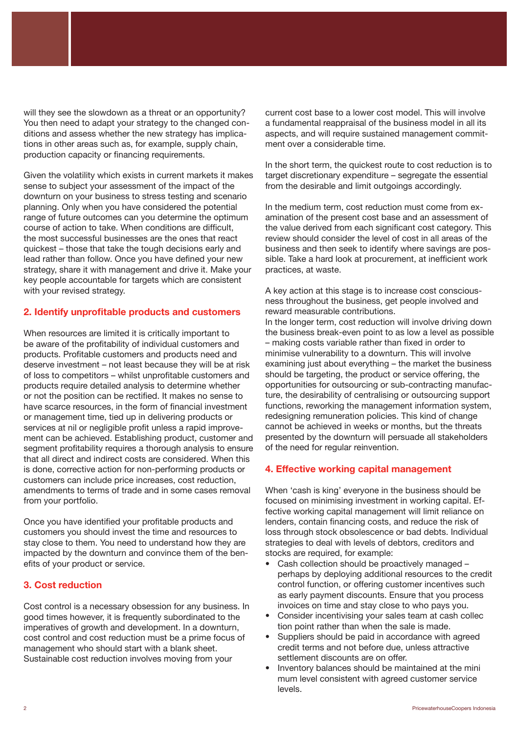will they see the slowdown as a threat or an opportunity? You then need to adapt your strategy to the changed conditions and assess whether the new strategy has implications in other areas such as, for example, supply chain, production capacity or financing requirements.

Given the volatility which exists in current markets it makes sense to subject your assessment of the impact of the downturn on your business to stress testing and scenario planning. Only when you have considered the potential range of future outcomes can you determine the optimum course of action to take. When conditions are difficult, the most successful businesses are the ones that react quickest – those that take the tough decisions early and lead rather than follow. Once you have defined your new strategy, share it with management and drive it. Make your key people accountable for targets which are consistent with your revised strategy.

## 2. Identify unprofitable products and customers

When resources are limited it is critically important to be aware of the profitability of individual customers and products. Profitable customers and products need and deserve investment – not least because they will be at risk of loss to competitors – whilst unprofitable customers and products require detailed analysis to determine whether or not the position can be rectified. It makes no sense to have scarce resources, in the form of financial investment or management time, tied up in delivering products or services at nil or negligible profit unless a rapid improvement can be achieved. Establishing product, customer and segment profitability requires a thorough analysis to ensure that all direct and indirect costs are considered. When this is done, corrective action for non-performing products or customers can include price increases, cost reduction, amendments to terms of trade and in some cases removal from your portfolio.

Once you have identified your profitable products and customers you should invest the time and resources to stay close to them. You need to understand how they are impacted by the downturn and convince them of the benefits of your product or service.

## 3. Cost reduction

Cost control is a necessary obsession for any business. In good times however, it is frequently subordinated to the imperatives of growth and development. In a downturn, cost control and cost reduction must be a prime focus of management who should start with a blank sheet. Sustainable cost reduction involves moving from your current cost base to a lower cost model. This will involve a fundamental reappraisal of the business model in all its aspects, and will require sustained management commitment over a considerable time.

In the short term, the quickest route to cost reduction is to target discretionary expenditure – segregate the essential from the desirable and limit outgoings accordingly.

In the medium term, cost reduction must come from examination of the present cost base and an assessment of the value derived from each significant cost category. This review should consider the level of cost in all areas of the business and then seek to identify where savings are possible. Take a hard look at procurement, at inefficient work practices, at waste.

A key action at this stage is to increase cost consciousness throughout the business, get people involved and reward measurable contributions.

In the longer term, cost reduction will involve driving down the business break-even point to as low a level as possible – making costs variable rather than fixed in order to minimise vulnerability to a downturn. This will involve examining just about everything – the market the business should be targeting, the product or service offering, the opportunities for outsourcing or sub-contracting manufacture, the desirability of centralising or outsourcing support functions, reworking the management information system, redesigning remuneration policies. This kind of change cannot be achieved in weeks or months, but the threats presented by the downturn will persuade all stakeholders of the need for regular reinvention.

## 4. Effective working capital management

When 'cash is king' everyone in the business should be focused on minimising investment in working capital. Effective working capital management will limit reliance on lenders, contain financing costs, and reduce the risk of loss through stock obsolescence or bad debts. Individual strategies to deal with levels of debtors, creditors and stocks are required, for example:

- Cash collection should be proactively managed – perhaps by deploying additional resources to the credit control function, or offering customer incentives such as early payment discounts. Ensure that you process invoices on time and stay close to who pays you.
- Consider incentivising your sales team at cash collection point rather than when the sale is made.
- Suppliers should be paid in accordance with agreed credit terms and not before due, unless attractive settlement discounts are on offer.
- Inventory balances should be maintained at the minimum level consistent with agreed customer service levels.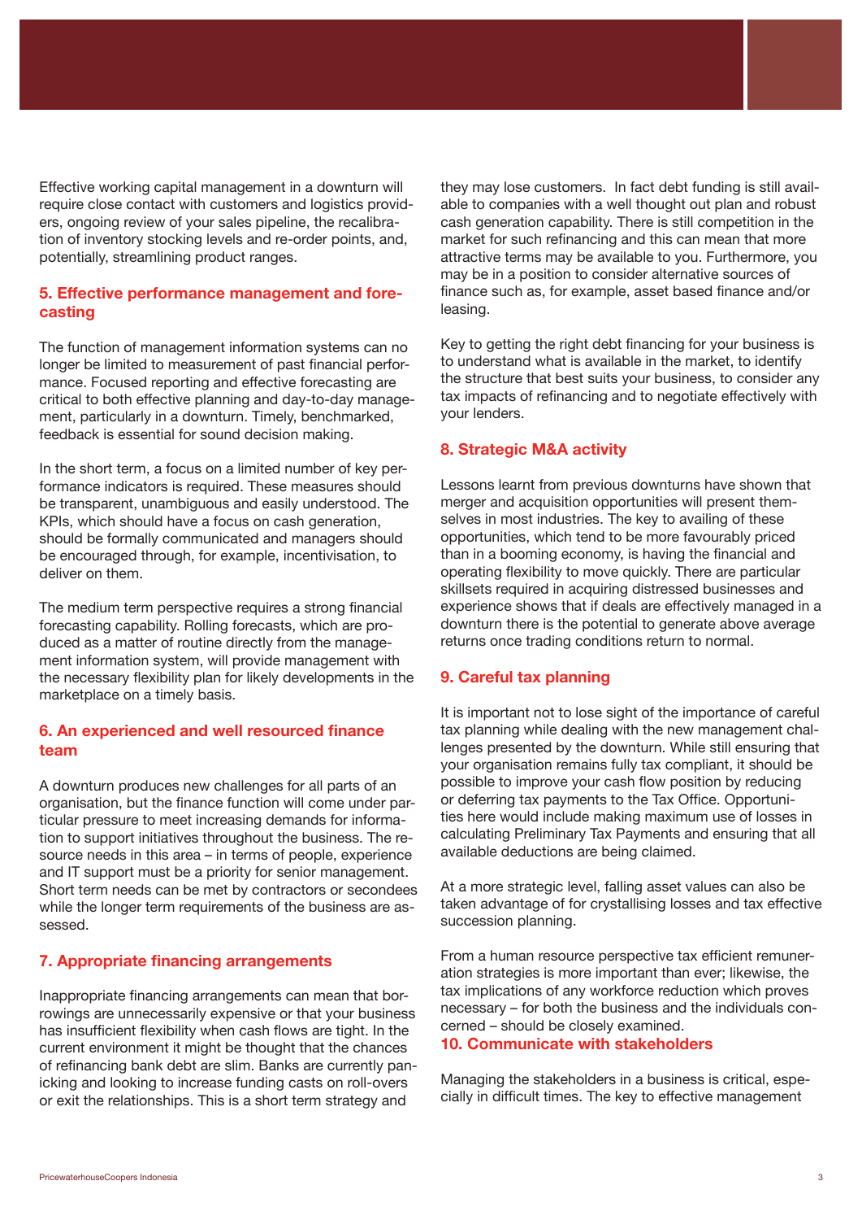Effective working capital management in a downturn will require close contact with customers and logistics providers, ongoing review of your sales pipeline, the recalibration of inventory stocking levels and re-order points, and, potentially, streamlining product ranges.

## 5. Effective performance management and forecasting

The function of management information systems can no longer be limited to measurement of past financial performance. Focused reporting and effective forecasting are critical to both effective planning and day-to-day management, particularly in a downturn. Timely, benchmarked, feedback is essential for sound decision making.

In the short term, a focus on a limited number of key performance indicators is required. These measures should be transparent, unambiguous and easily understood. The KPIs, which should have a focus on cash generation, should be formally communicated and managers should be encouraged through, for example, incentivisation, to deliver on them.

The medium term perspective requires a strong financial forecasting capability. Rolling forecasts, which are produced as a matter of routine directly from the management information system, will provide management with the necessary flexibility plan for likely developments in the marketplace on a timely basis.

## 6. An experienced and well resourced finance team

A downturn produces new challenges for all parts of an organisation, but the finance function will come under particular pressure to meet increasing demands for information to support initiatives throughout the business. The resource needs in this area – in terms of people, experience and IT support must be a priority for senior management. Short term needs can be met by contractors or secondees while the longer term requirements of the business are assessed.

## 7. Appropriate financing arrangements

Inappropriate financing arrangements can mean that borrowings are unnecessarily expensive or that your business has insufficient flexibility when cash flows are tight. In the current environment it might be thought that the chances of refinancing bank debt are slim. Banks are currently panicking and looking to increase funding casts on roll-overs or exit the relationships. This is a short term strategy and they may lose customers. In fact debt funding is still available to companies with a well thought out plan and robust cash generation capability. There is still competition in the market for such refinancing and this can mean that more attractive terms may be available to you. Furthermore, you may be in a position to consider alternative sources of finance such as, for example, asset based finance and/or leasing.

Key to getting the right debt financing for your business is to understand what is available in the market, to identify the structure that best suits your business, to consider any tax impacts of refinancing and to negotiate effectively with your lenders.

## 8. Strategic M&A activity

Lessons learnt from previous downturns have shown that merger and acquisition opportunities will present themselves in most industries. The key to availing of these opportunities, which tend to be more favourably priced than in a booming economy, is having the financial and operating flexibility to move quickly. There are particular skillsets required in acquiring distressed businesses and experience shows that if deals are effectively managed in a downturn there is the potential to generate above average returns once trading conditions return to normal.

## 9. Careful tax planning

It is important not to lose sight of the importance of careful tax planning while dealing with the new management challenges presented by the downturn. While still ensuring that your organisation remains fully tax compliant, it should be possible to improve your cash flow position by reducing or deferring tax payments to the Tax Office. Opportunities here would include making maximum use of losses in calculating Preliminary Tax Payments and ensuring that all available deductions are being claimed.

At a more strategic level, falling asset values can also be taken advantage of for crystallising losses and tax effective succession planning.

From a human resource perspective tax efficient remuneration strategies is more important than ever; likewise, the tax implications of any workforce reduction which proves necessary – for both the business and the individuals concerned – should be closely examined.

## 10. Communicate with stakeholders

Managing the stakeholders in a business is critical, especially in difficult times. The key to effective management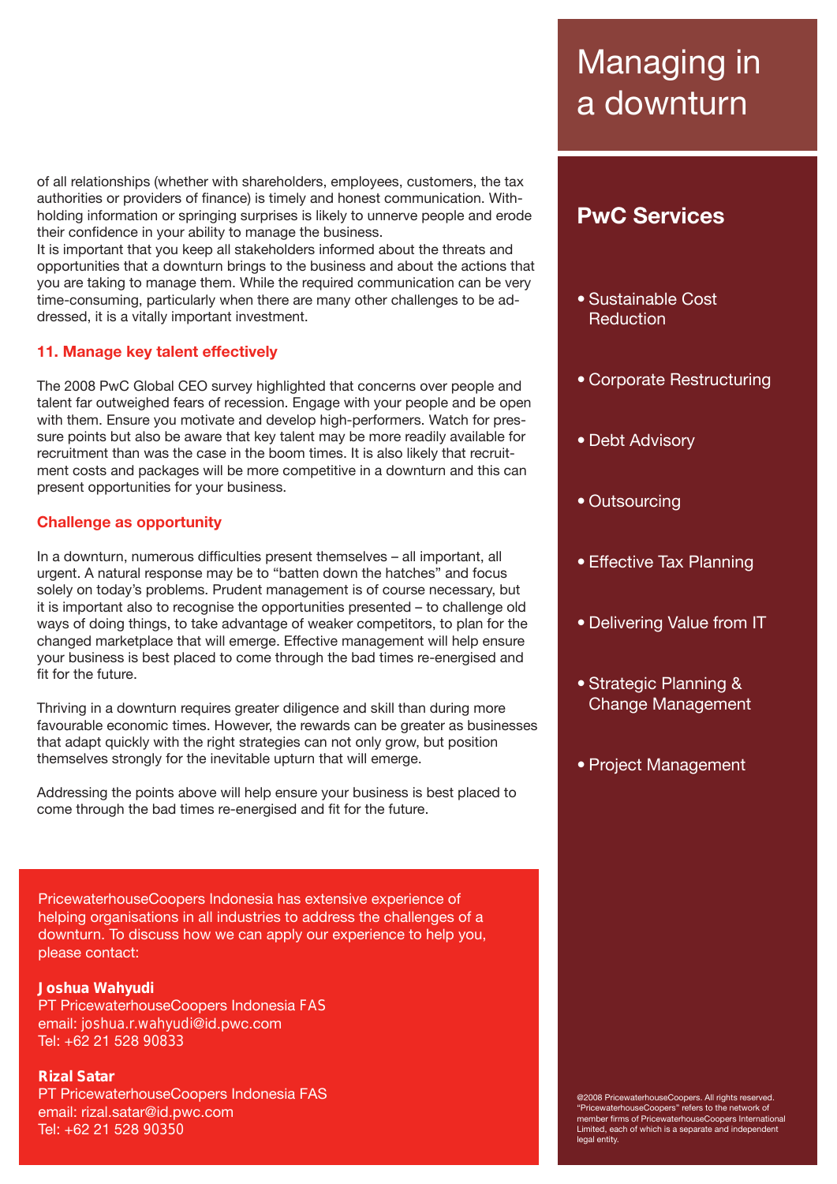of all relationships (whether with shareholders, employees, customers, the tax authorities or providers of finance) is timely and honest communication. Withholding information or springing surprises is likely to unnerve people and erode their confidence in your ability to manage the business.

It is important that you keep all stakeholders informed about the threats and opportunities that a downturn brings to the business and about the actions that you are taking to manage them. While the required communication can be very time-consuming, particularly when there are many other challenges to be addressed, it is a vitally important investment.

### 11. Manage key talent effectively

The 2008 PwC Global CEO survey highlighted that concerns over people and talent far outweighed fears of recession. Engage with your people and be open with them. Ensure you motivate and develop high-performers. Watch for pressure points but also be aware that key talent may be more readily available for recruitment than was the case in the boom times. It is also likely that recruitment costs and packages will be more competitive in a downturn and this can present opportunities for your business.

### Challenge as opportunity

In a downturn, numerous difficulties present themselves – all important, all urgent. A natural response may be to “batten down the hatches” and focus solely on today’s problems. Prudent management is of course necessary, but it is important also to recognise the opportunities presented – to challenge old ways of doing things, to take advantage of weaker competitors, to plan for the changed marketplace that will emerge. Effective management will help ensure your business is best placed to come through the bad times re-energised and fit for the future.

Thriving in a downturn requires greater diligence and skill than during more favourable economic times. However, the rewards can be greater as businesses that adapt quickly with the right strategies can not only grow, but position themselves strongly for the inevitable upturn that will emerge.

Addressing the points above will help ensure your business is best placed to come through the bad times re-energised and fit for the future.

PricewaterhouseCoopers Indonesia has extensive experience of helping organisations in all industries to address the challenges of a downturn. To discuss how we can apply our experience to help you, please contact:

**Joshua Wahyudi**
PT PricewaterhouseCoopers Indonesia FAS
email: joshua.r.wahyudi@id.pwc.com
Tel: +62 21 528 90833

**Rizal Satar**
PT PricewaterhouseCoopers Indonesia FAS
email: rizal.satar@id.pwc.com
Tel: +62 21 528 90350

# Managing in a downturn

## PwC Services

- Sustainable Cost Reduction
- Corporate Restructuring
- Debt Advisory
- Outsourcing
- Effective Tax Planning
- Delivering Value from IT
- Strategic Planning & Change Management
- Project Management

@2008 PricewaterhouseCoopers. All rights reserved. “PricewaterhouseCoopers” refers to the network of member firms of PricewaterhouseCoopers International Limited, each of which is a separate and independent legal entity.